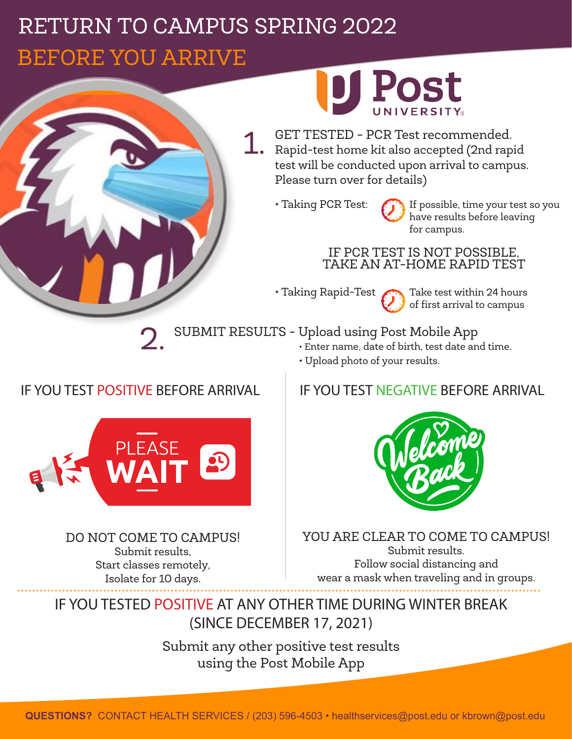# RETURN TO CAMPUS SPRING 2022

## BEFORE YOU ARRIVE

Post UNIVERSITY

1. GET TESTED - PCR Test recommended. Rapid-test home kit also accepted (2nd rapid test will be conducted upon arrival to campus. Please turn over for details)

   - Taking PCR Test: If possible, time your test so you have results before leaving for campus.

   IF PCR TEST IS NOT POSSIBLE, TAKE AN AT-HOME RAPID TEST

   - Taking Rapid-Test: Take test within 24 hours of first arrival to campus

2. SUBMIT RESULTS - Upload using Post Mobile App
   - Enter name, date of birth, test date and time.
   - Upload photo of your results.

### IF YOU TEST POSITIVE BEFORE ARRIVAL

PLEASE WAIT

DO NOT COME TO CAMPUS!

Submit results,
Start classes remotely,
Isolate for 10 days.

### IF YOU TEST NEGATIVE BEFORE ARRIVAL

Welcome Back

YOU ARE CLEAR TO COME TO CAMPUS!

Submit results.
Follow social distancing and
wear a mask when traveling and in groups.

### IF YOU TESTED POSITIVE AT ANY OTHER TIME DURING WINTER BREAK (SINCE DECEMBER 17, 2021)

Submit any other positive test results using the Post Mobile App

**QUESTIONS?** CONTACT HEALTH SERVICES / (203) 596-4503 • healthservices@post.edu or kbrown@post.edu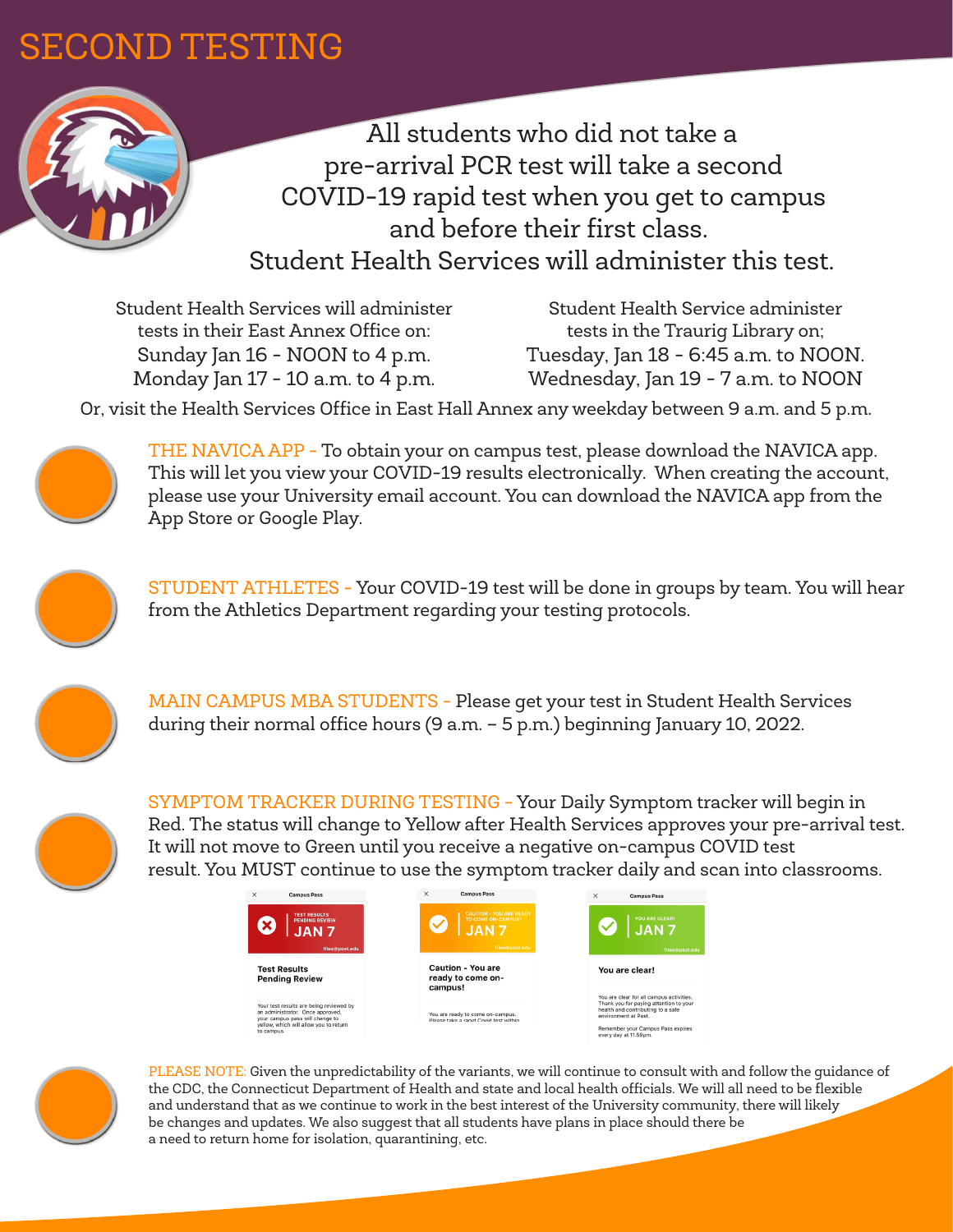# SECOND TESTING

All students who did not take a pre-arrival PCR test will take a second COVID-19 rapid test when you get to campus and before their first class. Student Health Services will administer this test.

Student Health Services will administer tests in their East Annex Office on:
Sunday Jan 16 - NOON to 4 p.m.
Monday Jan 17 - 10 a.m. to 4 p.m.

Student Health Service administer tests in the Traurig Library on;
Tuesday, Jan 18 - 6:45 a.m. to NOON.
Wednesday, Jan 19 - 7 a.m. to NOON

Or, visit the Health Services Office in East Hall Annex any weekday between 9 a.m. and 5 p.m.

THE NAVICA APP - To obtain your on campus test, please download the NAVICA app. This will let you view your COVID-19 results electronically. When creating the account, please use your University email account. You can download the NAVICA app from the App Store or Google Play.

STUDENT ATHLETES - Your COVID-19 test will be done in groups by team. You will hear from the Athletics Department regarding your testing protocols.

MAIN CAMPUS MBA STUDENTS - Please get your test in Student Health Services during their normal office hours (9 a.m. – 5 p.m.) beginning January 10, 2022.

SYMPTOM TRACKER DURING TESTING - Your Daily Symptom tracker will begin in Red. The status will change to Yellow after Health Services approves your pre-arrival test. It will not move to Green until you receive a negative on-campus COVID test result. You MUST continue to use the symptom tracker daily and scan into classrooms.

Campus Pass
TEST RESULTS PENDING REVIEW
JAN 7
Test Results Pending Review
Your test results are being reviewed by an administrator. Once approved, your campus pass will change to yellow, which will allow you to return to campus.

Campus Pass
CAUTION - YOU ARE READY TO COME ON-CAMPUS!
JAN 7
Caution - You are ready to come on-campus!
You are ready to come on-campus. Please take a rapid Covid test within

Campus Pass
YOU ARE CLEAR!
JAN 7
You are clear!
You are clear for all campus activities. Thank you for paying attention to your health and contributing to a safe environment at Post.
Remember your Campus Pass expires every day at 11:59pm.

PLEASE NOTE: Given the unpredictability of the variants, we will continue to consult with and follow the guidance of the CDC, the Connecticut Department of Health and state and local health officials. We will all need to be flexible and understand that as we continue to work in the best interest of the University community, there will likely be changes and updates. We also suggest that all students have plans in place should there be a need to return home for isolation, quarantining, etc.